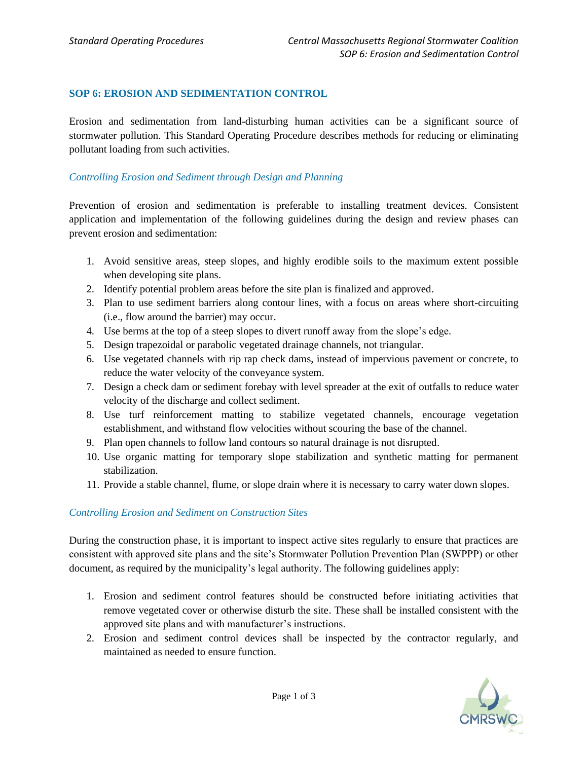## SOP 6: EROSION AND SEDIMENTATION CONTROL

Erosion and sedimentation from land-disturbing human activities can be a significant source of stormwater pollution. This Standard Operating Procedure describes methods for reducing or eliminating pollutant loading from such activities.

### *Controlling Erosion and Sediment through Design and Planning*

Prevention of erosion and sedimentation is preferable to installing treatment devices. Consistent application and implementation of the following guidelines during the design and review phases can prevent erosion and sedimentation:

1. Avoid sensitive areas, steep slopes, and highly erodible soils to the maximum extent possible when developing site plans.
2. Identify potential problem areas before the site plan is finalized and approved.
3. Plan to use sediment barriers along contour lines, with a focus on areas where short-circuiting (i.e., flow around the barrier) may occur.
4. Use berms at the top of a steep slopes to divert runoff away from the slope's edge.
5. Design trapezoidal or parabolic vegetated drainage channels, not triangular.
6. Use vegetated channels with rip rap check dams, instead of impervious pavement or concrete, to reduce the water velocity of the conveyance system.
7. Design a check dam or sediment forebay with level spreader at the exit of outfalls to reduce water velocity of the discharge and collect sediment.
8. Use turf reinforcement matting to stabilize vegetated channels, encourage vegetation establishment, and withstand flow velocities without scouring the base of the channel.
9. Plan open channels to follow land contours so natural drainage is not disrupted.
10. Use organic matting for temporary slope stabilization and synthetic matting for permanent stabilization.
11. Provide a stable channel, flume, or slope drain where it is necessary to carry water down slopes.

### *Controlling Erosion and Sediment on Construction Sites*

During the construction phase, it is important to inspect active sites regularly to ensure that practices are consistent with approved site plans and the site's Stormwater Pollution Prevention Plan (SWPPP) or other document, as required by the municipality's legal authority. The following guidelines apply:

1. Erosion and sediment control features should be constructed before initiating activities that remove vegetated cover or otherwise disturb the site. These shall be installed consistent with the approved site plans and with manufacturer's instructions.
2. Erosion and sediment control devices shall be inspected by the contractor regularly, and maintained as needed to ensure function.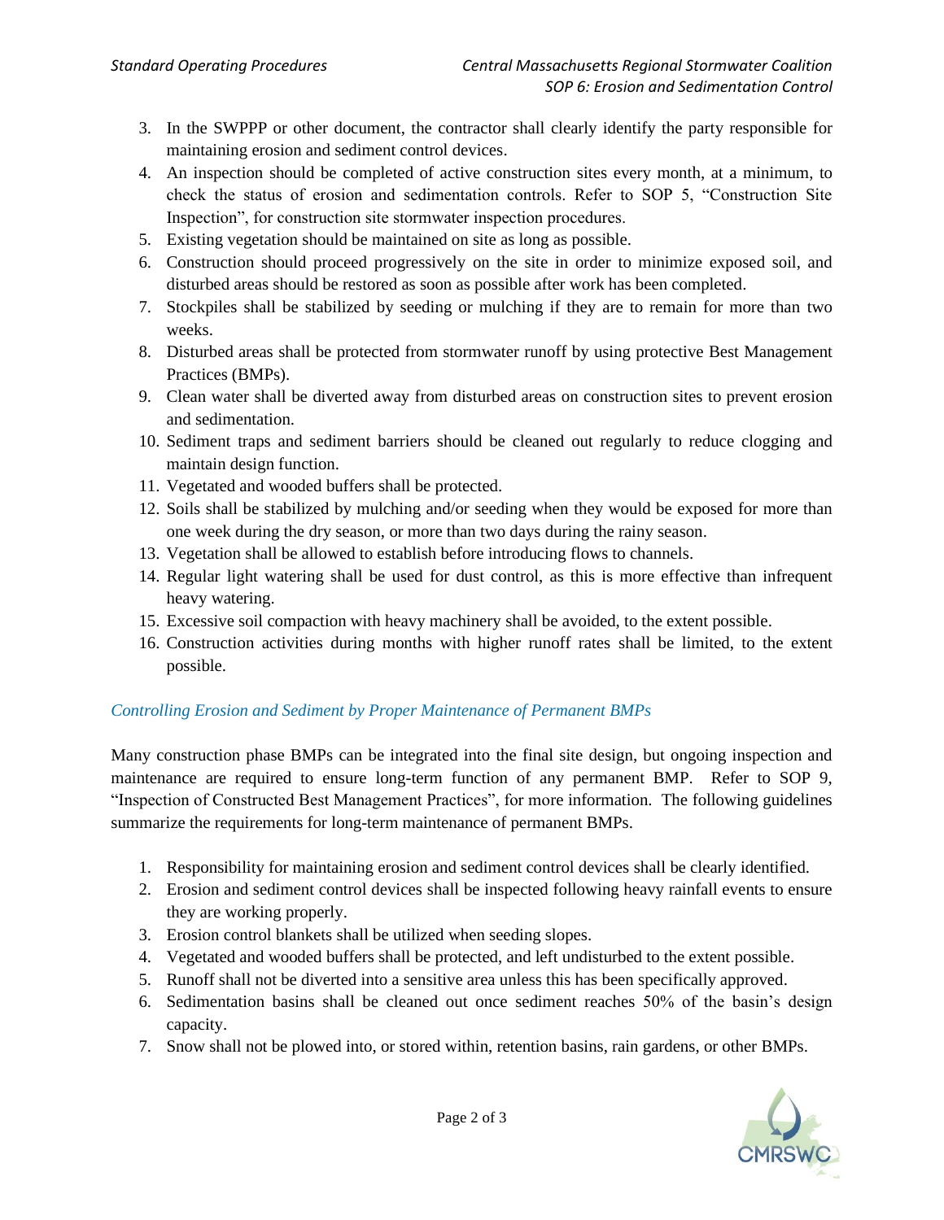3. In the SWPPP or other document, the contractor shall clearly identify the party responsible for maintaining erosion and sediment control devices.
4. An inspection should be completed of active construction sites every month, at a minimum, to check the status of erosion and sedimentation controls. Refer to SOP 5, "Construction Site Inspection", for construction site stormwater inspection procedures.
5. Existing vegetation should be maintained on site as long as possible.
6. Construction should proceed progressively on the site in order to minimize exposed soil, and disturbed areas should be restored as soon as possible after work has been completed.
7. Stockpiles shall be stabilized by seeding or mulching if they are to remain for more than two weeks.
8. Disturbed areas shall be protected from stormwater runoff by using protective Best Management Practices (BMPs).
9. Clean water shall be diverted away from disturbed areas on construction sites to prevent erosion and sedimentation.
10. Sediment traps and sediment barriers should be cleaned out regularly to reduce clogging and maintain design function.
11. Vegetated and wooded buffers shall be protected.
12. Soils shall be stabilized by mulching and/or seeding when they would be exposed for more than one week during the dry season, or more than two days during the rainy season.
13. Vegetation shall be allowed to establish before introducing flows to channels.
14. Regular light watering shall be used for dust control, as this is more effective than infrequent heavy watering.
15. Excessive soil compaction with heavy machinery shall be avoided, to the extent possible.
16. Construction activities during months with higher runoff rates shall be limited, to the extent possible.

### *Controlling Erosion and Sediment by Proper Maintenance of Permanent BMPs*

Many construction phase BMPs can be integrated into the final site design, but ongoing inspection and maintenance are required to ensure long-term function of any permanent BMP. Refer to SOP 9, "Inspection of Constructed Best Management Practices", for more information. The following guidelines summarize the requirements for long-term maintenance of permanent BMPs.

1. Responsibility for maintaining erosion and sediment control devices shall be clearly identified.
2. Erosion and sediment control devices shall be inspected following heavy rainfall events to ensure they are working properly.
3. Erosion control blankets shall be utilized when seeding slopes.
4. Vegetated and wooded buffers shall be protected, and left undisturbed to the extent possible.
5. Runoff shall not be diverted into a sensitive area unless this has been specifically approved.
6. Sedimentation basins shall be cleaned out once sediment reaches 50% of the basin's design capacity.
7. Snow shall not be plowed into, or stored within, retention basins, rain gardens, or other BMPs.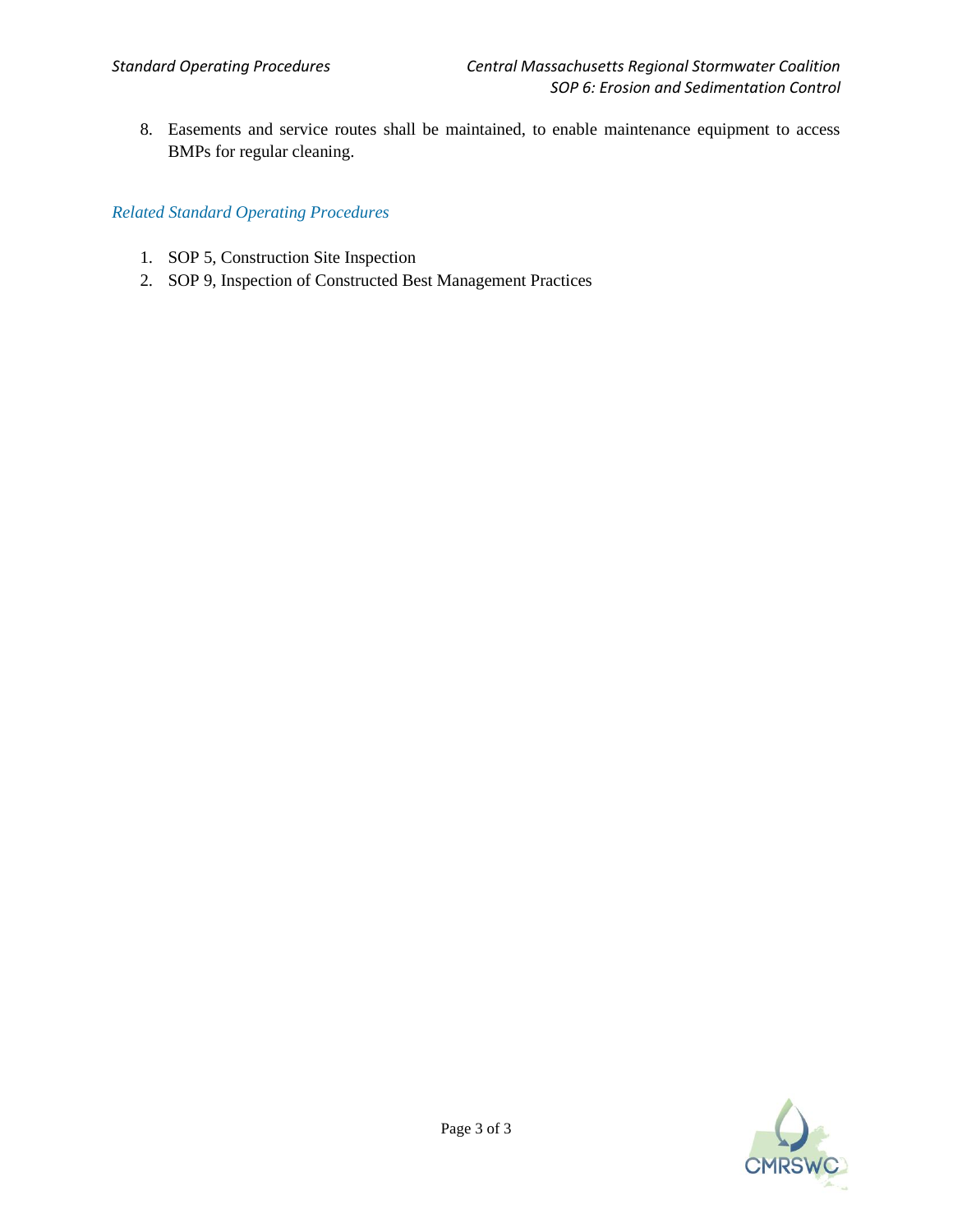8. Easements and service routes shall be maintained, to enable maintenance equipment to access BMPs for regular cleaning.

### *Related Standard Operating Procedures*

1. SOP 5, Construction Site Inspection
2. SOP 9, Inspection of Constructed Best Management Practices